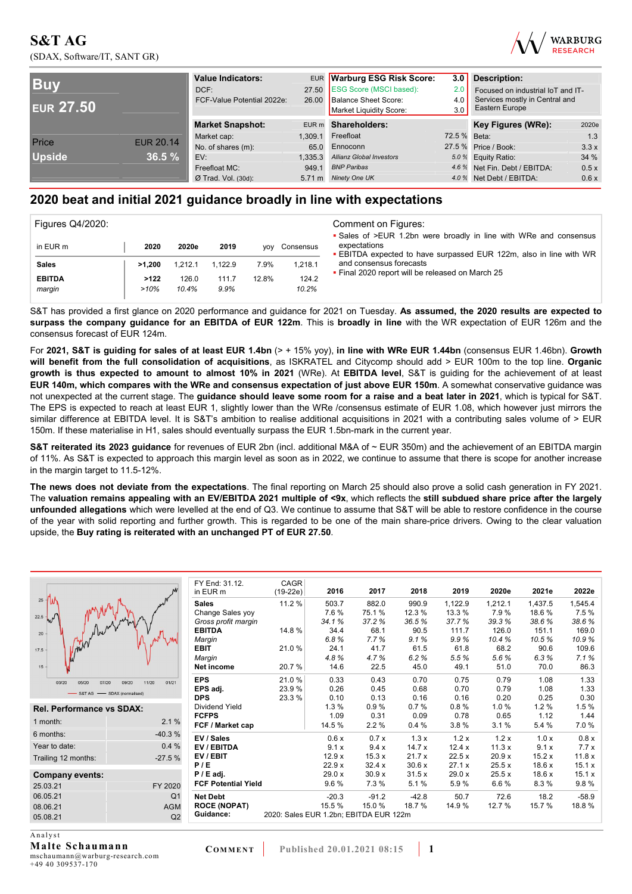# S&T AG

(SDAX, Software/IT, SANT GR)

| **Buy** | |
|---|---|
| **EUR 27.50** | |
| Price | EUR 20.14 |
| **Upside** | **36.5 %** |

| **Value Indicators:** | EUR |
|---|---|
| DCF: | 27.50 |
| FCF-Value Potential 2022e: | 26.00 |

| **Warburg ESG Risk Score:** | **3.0** |
|---|---|
| ESG Score (MSCI based): | 2.0 |
| Balance Sheet Score: | 4.0 |
| Market Liquidity Score: | 3.0 |

**Description:**

Focused on industrial IoT and IT-Services mostly in Central and Eastern Europe

| **Market Snapshot:** | EUR m |
|---|---|
| Market cap: | 1,309.1 |
| No. of shares (m): | 65.0 |
| EV: | 1,335.3 |
| Freefloat MC: | 949.1 |
| Ø Trad. Vol. (30d): | 5.71 m |

| **Shareholders:** | |
|---|---|
| Freefloat | 72.5 % |
| Ennoconn | 27.5 % |
| *Allianz Global Investors* | *5.0 %* |
| *BNP Paribas* | *4.6 %* |
| *Ninety One UK* | *4.0 %* |

| **Key Figures (WRe):** | 2020e |
|---|---|
| Beta: | 1.3 |
| Price / Book: | 3.3 x |
| Equity Ratio: | 34 % |
| Net Fin. Debt / EBITDA: | 0.5 x |
| Net Debt / EBITDA: | 0.6 x |

## 2020 beat and initial 2021 guidance broadly in line with expectations

**Figures Q4/2020:**

| in EUR m | 2020 | 2020e | 2019 | yoy | Consensus |
|---|---|---|---|---|---|
| **Sales** | >1,200 | 1,212.1 | 1,122.9 | 7.9% | 1,218.1 |
| **EBITDA** | >122 | 126.0 | 111.7 | 12.8% | 124.2 |
| *margin* | *>10%* | *10.4%* | *9.9%* | | *10.2%* |

**Comment on Figures:**

- Sales of >EUR 1.2bn were broadly in line with WRe and consensus expectations
- EBITDA expected to have surpassed EUR 122m, also in line with WR and consensus forecasts
- Final 2020 report will be released on March 25

S&T has provided a first glance on 2020 performance and guidance for 2021 on Tuesday. **As assumed, the 2020 results are expected to surpass the company guidance for an EBITDA of EUR 122m**. This is **broadly in line** with the WR expectation of EUR 126m and the consensus forecast of EUR 124m.

For **2021, S&T is guiding for sales of at least EUR 1.4bn** (> + 15% yoy), **in line with WRe EUR 1.44bn** (consensus EUR 1.46bn). **Growth will benefit from the full consolidation of acquisitions**, as ISKRATEL and Citycomp should add > EUR 100m to the top line. **Organic growth is thus expected to amount to almost 10% in 2021** (WRe). At **EBITDA level**, S&T is guiding for the achievement of at least **EUR 140m, which compares with the WRe and consensus expectation of just above EUR 150m**. A somewhat conservative guidance was not unexpected at the current stage. The **guidance should leave some room for a raise and a beat later in 2021**, which is typical for S&T. The EPS is expected to reach at least EUR 1, slightly lower than the WRe /consensus estimate of EUR 1.08, which however just mirrors the similar difference at EBITDA level. It is S&T's ambition to realise additional acquisitions in 2021 with a contributing sales volume of > EUR 150m. If these materialise in H1, sales should eventually surpass the EUR 1.5bn-mark in the current year.

**S&T reiterated its 2023 guidance** for revenues of EUR 2bn (incl. additional M&A of ~ EUR 350m) and the achievement of an EBITDA margin of 11%. As S&T is expected to approach this margin level as soon as in 2022, we continue to assume that there is scope for another increase in the margin target to 11.5-12%.

**The news does not deviate from the expectations**. The final reporting on March 25 should also prove a solid cash generation in FY 2021. The **valuation remains appealing with an EV/EBITDA 2021 multiple of <9x**, which reflects the **still subdued share price after the largely unfounded allegations** which were levelled at the end of Q3. We continue to assume that S&T will be able to restore confidence in the course of the year with solid reporting and further growth. This is regarded to be one of the main share-price drivers. Owing to the clear valuation upside, the **Buy rating is reiterated with an unchanged PT of EUR 27.50**.

| **Rel. Performance vs SDAX:** | |
|---|---|
| 1 month: | 2.1 % |
| 6 months: | -40.3 % |
| Year to date: | 0.4 % |
| Trailing 12 months: | -27.5 % |

| **Company events:** | |
|---|---|
| 25.03.21 | FY 2020 |
| 06.05.21 | Q1 |
| 08.06.21 | AGM |
| 05.08.21 | Q2 |

| FY End: 31.12. in EUR m | CAGR (19-22e) | 2016 | 2017 | 2018 | 2019 | 2020e | 2021e | 2022e |
|---|---|---|---|---|---|---|---|---|
| **Sales** | 11.2 % | 503.7 | 882.0 | 990.9 | 1,122.9 | 1,212.1 | 1,437.5 | 1,545.4 |
| Change Sales yoy | | 7.6 % | 75.1 % | 12.3 % | 13.3 % | 7.9 % | 18.6 % | 7.5 % |
| *Gross profit margin* | | *34.1 %* | *37.2 %* | *36.5 %* | *37.7 %* | *39.3 %* | *38.6 %* | *38.6 %* |
| **EBITDA** | 14.8 % | 34.4 | 68.1 | 90.5 | 111.7 | 126.0 | 151.1 | 169.0 |
| *Margin* | | *6.8 %* | *7.7 %* | *9.1 %* | *9.9 %* | *10.4 %* | *10.5 %* | *10.9 %* |
| **EBIT** | 21.0 % | 24.1 | 41.7 | 61.5 | 61.8 | 68.2 | 90.6 | 109.6 |
| *Margin* | | *4.8 %* | *4.7 %* | *6.2 %* | *5.5 %* | *5.6 %* | *6.3 %* | *7.1 %* |
| **Net income** | 20.7 % | 14.6 | 22.5 | 45.0 | 49.1 | 51.0 | 70.0 | 86.3 |
| **EPS** | 21.0 % | 0.33 | 0.43 | 0.70 | 0.75 | 0.79 | 1.08 | 1.33 |
| **EPS adj.** | 23.9 % | 0.26 | 0.45 | 0.68 | 0.70 | 0.79 | 1.08 | 1.33 |
| **DPS** | 23.3 % | 0.10 | 0.13 | 0.16 | 0.16 | 0.20 | 0.25 | 0.30 |
| Dividend Yield | | 1.3 % | 0.9 % | 0.7 % | 0.8 % | 1.0 % | 1.2 % | 1.5 % |
| **FCFPS** | | 1.09 | 0.31 | 0.09 | 0.78 | 0.65 | 1.12 | 1.44 |
| **FCF / Market cap** | | 14.5 % | 2.2 % | 0.4 % | 3.8 % | 3.1 % | 5.4 % | 7.0 % |
| **EV / Sales** | | 0.6 x | 0.7 x | 1.3 x | 1.2 x | 1.2 x | 1.0 x | 0.8 x |
| **EV / EBITDA** | | 9.1 x | 9.4 x | 14.7 x | 12.4 x | 11.3 x | 9.1 x | 7.7 x |
| **EV / EBIT** | | 12.9 x | 15.3 x | 21.7 x | 22.5 x | 20.9 x | 15.2 x | 11.8 x |
| **P / E** | | 22.9 x | 32.4 x | 30.6 x | 27.1 x | 25.5 x | 18.6 x | 15.1 x |
| **P / E adj.** | | 29.0 x | 30.9 x | 31.5 x | 29.0 x | 25.5 x | 18.6 x | 15.1 x |
| **FCF Potential Yield** | | 9.6 % | 7.3 % | 5.1 % | 5.9 % | 6.6 % | 8.3 % | 9.8 % |
| **Net Debt** | | -20.3 | -91.2 | -42.8 | 50.7 | 72.6 | 18.2 | -58.9 |
| **ROCE (NOPAT)** | | 15.5 % | 15.0 % | 18.7 % | 14.9 % | 12.7 % | 15.7 % | 18.8 % |
| **Guidance:** | 2020: Sales EUR 1.2bn; EBITDA EUR 122m | | | | | | | |

Analyst

**Malte Schaumann**

mschaumann@warburg-research.com

+49 40 309537-170

COMMENT | Published 20.01.2021 08:15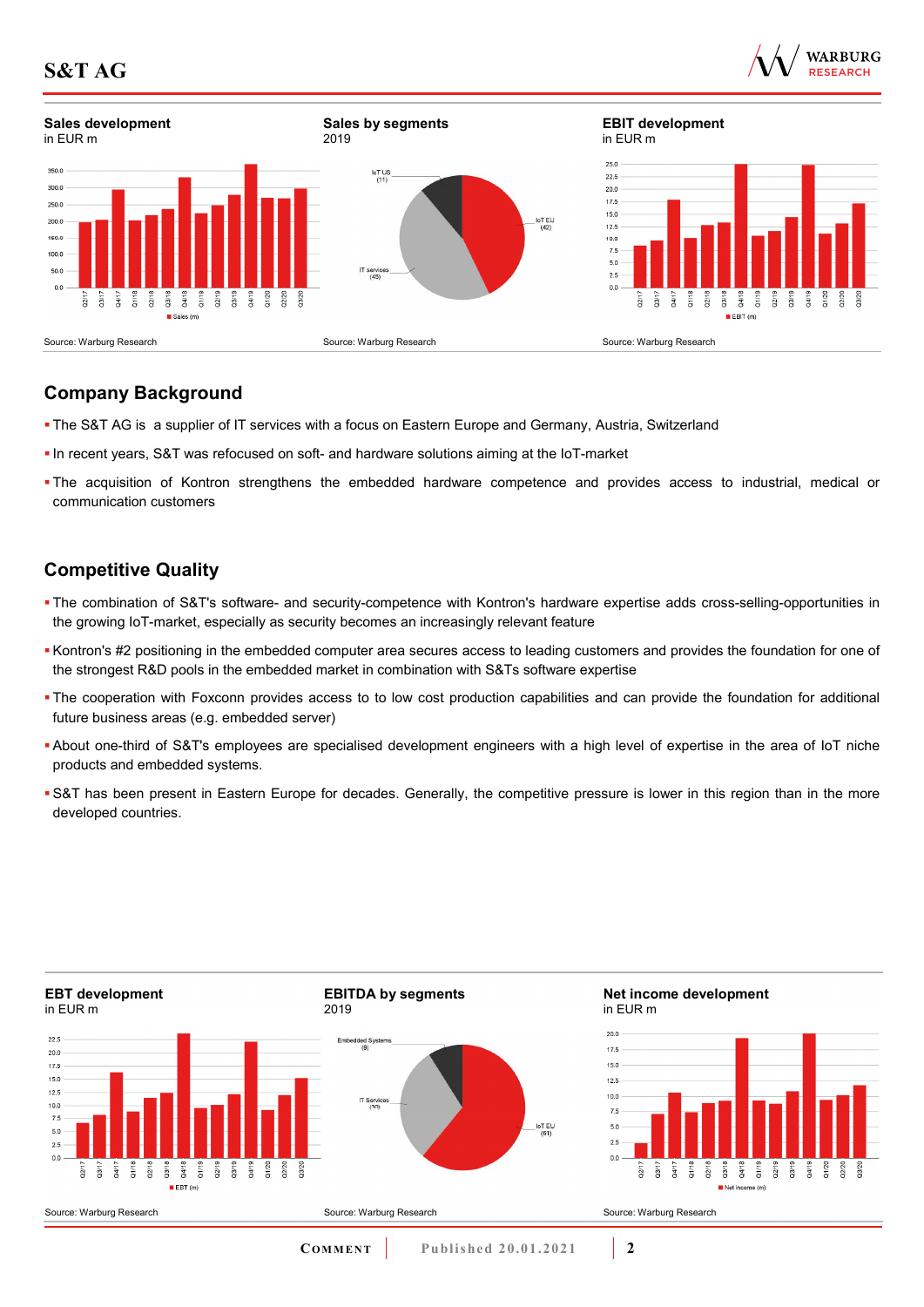**Sales development**
in EUR m

Source: Warburg Research

**Sales by segments**
2019

Source: Warburg Research

**EBIT development**
in EUR m

Source: Warburg Research

## Company Background

- The S&T AG is a supplier of IT services with a focus on Eastern Europe and Germany, Austria, Switzerland
- In recent years, S&T was refocused on soft- and hardware solutions aiming at the IoT-market
- The acquisition of Kontron strengthens the embedded hardware competence and provides access to industrial, medical or communication customers

## Competitive Quality

- The combination of S&T's software- and security-competence with Kontron's hardware expertise adds cross-selling-opportunities in the growing IoT-market, especially as security becomes an increasingly relevant feature
- Kontron's #2 positioning in the embedded computer area secures access to leading customers and provides the foundation for one of the strongest R&D pools in the embedded market in combination with S&Ts software expertise
- The cooperation with Foxconn provides access to to low cost production capabilities and can provide the foundation for additional future business areas (e.g. embedded server)
- About one-third of S&T's employees are specialised development engineers with a high level of expertise in the area of IoT niche products and embedded systems.
- S&T has been present in Eastern Europe for decades. Generally, the competitive pressure is lower in this region than in the more developed countries.

**EBT development**
in EUR m

Source: Warburg Research

**EBITDA by segments**
2019

Source: Warburg Research

**Net income development**
in EUR m

Source: Warburg Research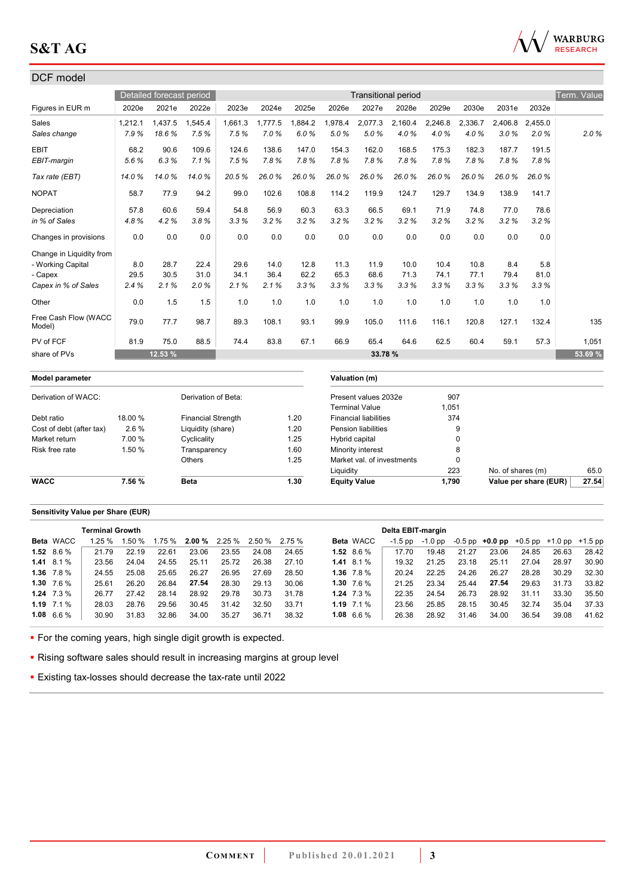## DCF model

| Figures in EUR m | Detailed forecast period | | | Transitional period | | | | | | | | | | Term. Value |
|---|---|---|---|---|---|---|---|---|---|---|---|---|---|---|
| | 2020e | 2021e | 2022e | 2023e | 2024e | 2025e | 2026e | 2027e | 2028e | 2029e | 2030e | 2031e | 2032e | |
| Sales | 1,212.1 | 1,437.5 | 1,545.4 | 1,661.3 | 1,777.5 | 1,884.2 | 1,978.4 | 2,077.3 | 2,160.4 | 2,246.8 | 2,336.7 | 2,406.8 | 2,455.0 | |
| *Sales change* | *7.9 %* | *18.6 %* | *7.5 %* | *7.5 %* | *7.0 %* | *6.0 %* | *5.0 %* | *5.0 %* | *4.0 %* | *4.0 %* | *4.0 %* | *3.0 %* | *2.0 %* | *2.0 %* |
| EBIT | 68.2 | 90.6 | 109.6 | 124.6 | 138.6 | 147.0 | 154.3 | 162.0 | 168.5 | 175.3 | 182.3 | 187.7 | 191.5 | |
| *EBIT-margin* | *5.6 %* | *6.3 %* | *7.1 %* | *7.5 %* | *7.8 %* | *7.8 %* | *7.8 %* | *7.8 %* | *7.8 %* | *7.8 %* | *7.8 %* | *7.8 %* | *7.8 %* | |
| *Tax rate (EBT)* | *14.0 %* | *14.0 %* | *14.0 %* | *20.5 %* | *26.0 %* | *26.0 %* | *26.0 %* | *26.0 %* | *26.0 %* | *26.0 %* | *26.0 %* | *26.0 %* | *26.0 %* | |
| NOPAT | 58.7 | 77.9 | 94.2 | 99.0 | 102.6 | 108.8 | 114.2 | 119.9 | 124.7 | 129.7 | 134.9 | 138.9 | 141.7 | |
| Depreciation | 57.8 | 60.6 | 59.4 | 54.8 | 56.9 | 60.3 | 63.3 | 66.5 | 69.1 | 71.9 | 74.8 | 77.0 | 78.6 | |
| *in % of Sales* | *4.8 %* | *4.2 %* | *3.8 %* | *3.3 %* | *3.2 %* | *3.2 %* | *3.2 %* | *3.2 %* | *3.2 %* | *3.2 %* | *3.2 %* | *3.2 %* | *3.2 %* | |
| Changes in provisions | 0.0 | 0.0 | 0.0 | 0.0 | 0.0 | 0.0 | 0.0 | 0.0 | 0.0 | 0.0 | 0.0 | 0.0 | 0.0 | |
| Change in Liquidity from | | | | | | | | | | | | | | |
| - Working Capital | 8.0 | 28.7 | 22.4 | 29.6 | 14.0 | 12.8 | 11.3 | 11.9 | 10.0 | 10.4 | 10.8 | 8.4 | 5.8 | |
| - Capex | 29.5 | 30.5 | 31.0 | 34.1 | 36.4 | 62.2 | 65.3 | 68.6 | 71.3 | 74.1 | 77.1 | 79.4 | 81.0 | |
| *Capex in % of Sales* | *2.4 %* | *2.1 %* | *2.0 %* | *2.1 %* | *2.1 %* | *3.3 %* | *3.3 %* | *3.3 %* | *3.3 %* | *3.3 %* | *3.3 %* | *3.3 %* | *3.3 %* | |
| Other | 0.0 | 1.5 | 1.5 | 1.0 | 1.0 | 1.0 | 1.0 | 1.0 | 1.0 | 1.0 | 1.0 | 1.0 | 1.0 | |
| Free Cash Flow (WACC Model) | 79.0 | 77.7 | 98.7 | 89.3 | 108.1 | 93.1 | 99.9 | 105.0 | 111.6 | 116.1 | 120.8 | 127.1 | 132.4 | 135 |
| PV of FCF | 81.9 | 75.0 | 88.5 | 74.4 | 83.8 | 67.1 | 66.9 | 65.4 | 64.6 | 62.5 | 60.4 | 59.1 | 57.3 | 1,051 |
| share of PVs | | 12.53 % | | | | | | 33.78 % | | | | | | 53.69 % |

| Model parameter | | | |
|---|---|---|---|
| Derivation of WACC: | | Derivation of Beta: | |
| Debt ratio | 18.00 % | Financial Strength | 1.20 |
| Cost of debt (after tax) | 2.6 % | Liquidity (share) | 1.20 |
| Market return | 7.00 % | Cyclicality | 1.25 |
| Risk free rate | 1.50 % | Transparency | 1.60 |
| | | Others | 1.25 |
| **WACC** | **7.56 %** | **Beta** | **1.30** |

| Valuation (m) | | | |
|---|---|---|---|
| Present values 2032e | 907 | | |
| Terminal Value | 1,051 | | |
| Financial liabilities | 374 | | |
| Pension liabilities | 9 | | |
| Hybrid capital | 0 | | |
| Minority interest | 8 | | |
| Market val. of investments | 0 | | |
| Liquidity | 223 | No. of shares (m) | 65.0 |
| **Equity Value** | **1,790** | **Value per share (EUR)** | **27.54** |

### Sensitivity Value per Share (EUR)

| | | Terminal Growth | | | | | | |
|---|---|---|---|---|---|---|---|---|
| **Beta** | **WACC** | 1.25 % | 1.50 % | 1.75 % | **2.00 %** | 2.25 % | 2.50 % | 2.75 % |
| **1.52** | 8.6 % | 21.79 | 22.19 | 22.61 | 23.06 | 23.55 | 24.08 | 24.65 |
| **1.41** | 8.1 % | 23.56 | 24.04 | 24.55 | 25.11 | 25.72 | 26.38 | 27.10 |
| **1.36** | 7.8 % | 24.55 | 25.08 | 25.65 | 26.27 | 26.95 | 27.69 | 28.50 |
| **1.30** | 7.6 % | 25.61 | 26.20 | 26.84 | **27.54** | 28.30 | 29.13 | 30.06 |
| **1.24** | 7.3 % | 26.77 | 27.42 | 28.14 | 28.92 | 29.78 | 30.73 | 31.78 |
| **1.19** | 7.1 % | 28.03 | 28.76 | 29.56 | 30.45 | 31.42 | 32.50 | 33.71 |
| **1.08** | 6.6 % | 30.90 | 31.83 | 32.86 | 34.00 | 35.27 | 36.71 | 38.32 |

| | | Delta EBIT-margin | | | | | | |
|---|---|---|---|---|---|---|---|---|
| **Beta** | **WACC** | -1.5 pp | -1.0 pp | -0.5 pp | **+0.0 pp** | +0.5 pp | +1.0 pp | +1.5 pp |
| **1.52** | 8.6 % | 17.70 | 19.48 | 21.27 | 23.06 | 24.85 | 26.63 | 28.42 |
| **1.41** | 8.1 % | 19.32 | 21.25 | 23.18 | 25.11 | 27.04 | 28.97 | 30.90 |
| **1.36** | 7.8 % | 20.24 | 22.25 | 24.26 | 26.27 | 28.28 | 30.29 | 32.30 |
| **1.30** | 7.6 % | 21.25 | 23.34 | 25.44 | **27.54** | 29.63 | 31.73 | 33.82 |
| **1.24** | 7.3 % | 22.35 | 24.54 | 26.73 | 28.92 | 31.11 | 33.30 | 35.50 |
| **1.19** | 7.1 % | 23.56 | 25.85 | 28.15 | 30.45 | 32.74 | 35.04 | 37.33 |
| **1.08** | 6.6 % | 26.38 | 28.92 | 31.46 | 34.00 | 36.54 | 39.08 | 41.62 |

- For the coming years, high single digit growth is expected.
- Rising software sales should result in increasing margins at group level
- Existing tax-losses should decrease the tax-rate until 2022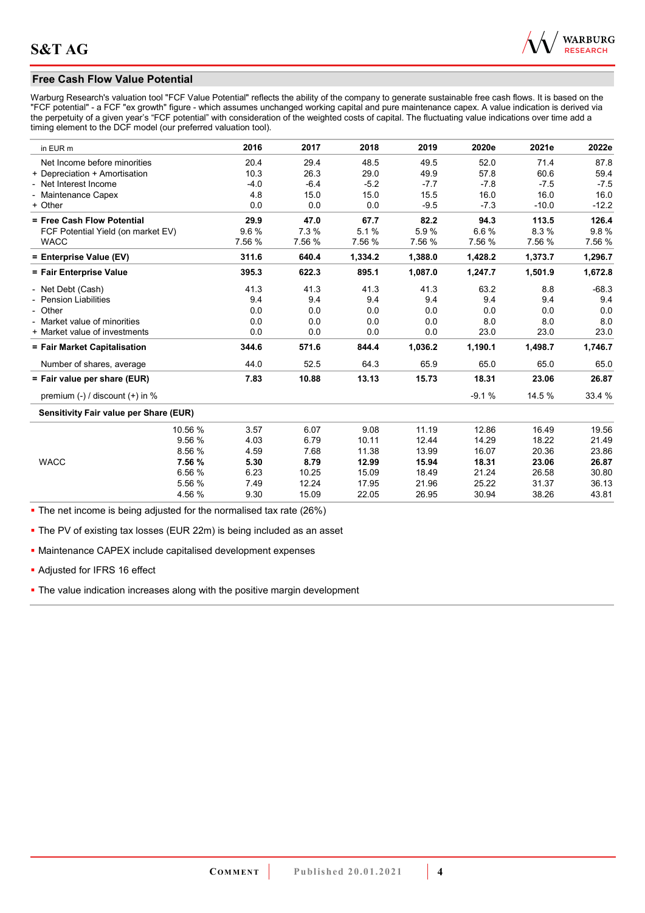## Free Cash Flow Value Potential

Warburg Research's valuation tool "FCF Value Potential" reflects the ability of the company to generate sustainable free cash flows. It is based on the "FCF potential" - a FCF "ex growth" figure - which assumes unchanged working capital and pure maintenance capex. A value indication is derived via the perpetuity of a given year's "FCF potential" with consideration of the weighted costs of capital. The fluctuating value indications over time add a timing element to the DCF model (our preferred valuation tool).

| in EUR m | | 2016 | 2017 | 2018 | 2019 | 2020e | 2021e | 2022e |
|---|---|---|---|---|---|---|---|---|
| Net Income before minorities | | 20.4 | 29.4 | 48.5 | 49.5 | 52.0 | 71.4 | 87.8 |
| + Depreciation + Amortisation | | 10.3 | 26.3 | 29.0 | 49.9 | 57.8 | 60.6 | 59.4 |
| - Net Interest Income | | -4.0 | -6.4 | -5.2 | -7.7 | -7.8 | -7.5 | -7.5 |
| - Maintenance Capex | | 4.8 | 15.0 | 15.0 | 15.5 | 16.0 | 16.0 | 16.0 |
| + Other | | 0.0 | 0.0 | 0.0 | -9.5 | -7.3 | -10.0 | -12.2 |
| **= Free Cash Flow Potential** | | **29.9** | **47.0** | **67.7** | **82.2** | **94.3** | **113.5** | **126.4** |
| FCF Potential Yield (on market EV) | | 9.6 % | 7.3 % | 5.1 % | 5.9 % | 6.6 % | 8.3 % | 9.8 % |
| WACC | | 7.56 % | 7.56 % | 7.56 % | 7.56 % | 7.56 % | 7.56 % | 7.56 % |
| **= Enterprise Value (EV)** | | **311.6** | **640.4** | **1,334.2** | **1,388.0** | **1,428.2** | **1,373.7** | **1,296.7** |
| **= Fair Enterprise Value** | | **395.3** | **622.3** | **895.1** | **1,087.0** | **1,247.7** | **1,501.9** | **1,672.8** |
| - Net Debt (Cash) | | 41.3 | 41.3 | 41.3 | 41.3 | 63.2 | 8.8 | -68.3 |
| - Pension Liabilities | | 9.4 | 9.4 | 9.4 | 9.4 | 9.4 | 9.4 | 9.4 |
| - Other | | 0.0 | 0.0 | 0.0 | 0.0 | 0.0 | 0.0 | 0.0 |
| - Market value of minorities | | 0.0 | 0.0 | 0.0 | 0.0 | 8.0 | 8.0 | 8.0 |
| + Market value of investments | | 0.0 | 0.0 | 0.0 | 0.0 | 23.0 | 23.0 | 23.0 |
| **= Fair Market Capitalisation** | | **344.6** | **571.6** | **844.4** | **1,036.2** | **1,190.1** | **1,498.7** | **1,746.7** |
| Number of shares, average | | 44.0 | 52.5 | 64.3 | 65.9 | 65.0 | 65.0 | 65.0 |
| **= Fair value per share (EUR)** | | **7.83** | **10.88** | **13.13** | **15.73** | **18.31** | **23.06** | **26.87** |
| premium (-) / discount (+) in % | | | | | | -9.1 % | 14.5 % | 33.4 % |
| **Sensitivity Fair value per Share (EUR)** | | | | | | | | |
| | 10.56 % | 3.57 | 6.07 | 9.08 | 11.19 | 12.86 | 16.49 | 19.56 |
| | 9.56 % | 4.03 | 6.79 | 10.11 | 12.44 | 14.29 | 18.22 | 21.49 |
| | 8.56 % | 4.59 | 7.68 | 11.38 | 13.99 | 16.07 | 20.36 | 23.86 |
| WACC | **7.56 %** | **5.30** | **8.79** | **12.99** | **15.94** | **18.31** | **23.06** | **26.87** |
| | 6.56 % | 6.23 | 10.25 | 15.09 | 18.49 | 21.24 | 26.58 | 30.80 |
| | 5.56 % | 7.49 | 12.24 | 17.95 | 21.96 | 25.22 | 31.37 | 36.13 |
| | 4.56 % | 9.30 | 15.09 | 22.05 | 26.95 | 30.94 | 38.26 | 43.81 |

- The net income is being adjusted for the normalised tax rate (26%)
- The PV of existing tax losses (EUR 22m) is being included as an asset
- Maintenance CAPEX include capitalised development expenses
- Adjusted for IFRS 16 effect
- The value indication increases along with the positive margin development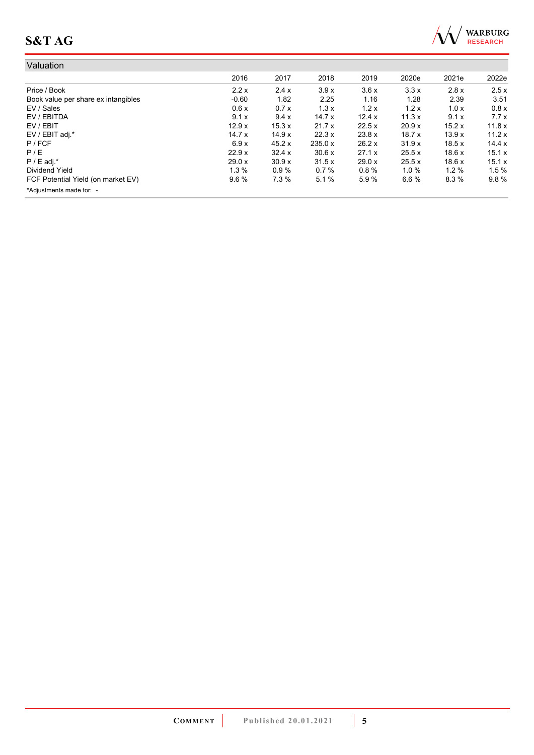## Valuation

| | 2016 | 2017 | 2018 | 2019 | 2020e | 2021e | 2022e |
|---|---|---|---|---|---|---|---|
| Price / Book | 2.2 x | 2.4 x | 3.9 x | 3.6 x | 3.3 x | 2.8 x | 2.5 x |
| Book value per share ex intangibles | -0.60 | 1.82 | 2.25 | 1.16 | 1.28 | 2.39 | 3.51 |
| EV / Sales | 0.6 x | 0.7 x | 1.3 x | 1.2 x | 1.2 x | 1.0 x | 0.8 x |
| EV / EBITDA | 9.1 x | 9.4 x | 14.7 x | 12.4 x | 11.3 x | 9.1 x | 7.7 x |
| EV / EBIT | 12.9 x | 15.3 x | 21.7 x | 22.5 x | 20.9 x | 15.2 x | 11.8 x |
| EV / EBIT adj.* | 14.7 x | 14.9 x | 22.3 x | 23.8 x | 18.7 x | 13.9 x | 11.2 x |
| P / FCF | 6.9 x | 45.2 x | 235.0 x | 26.2 x | 31.9 x | 18.5 x | 14.4 x |
| P / E | 22.9 x | 32.4 x | 30.6 x | 27.1 x | 25.5 x | 18.6 x | 15.1 x |
| P / E adj.* | 29.0 x | 30.9 x | 31.5 x | 29.0 x | 25.5 x | 18.6 x | 15.1 x |
| Dividend Yield | 1.3 % | 0.9 % | 0.7 % | 0.8 % | 1.0 % | 1.2 % | 1.5 % |
| FCF Potential Yield (on market EV) | 9.6 % | 7.3 % | 5.1 % | 5.9 % | 6.6 % | 8.3 % | 9.8 % |

*Adjustments made for: -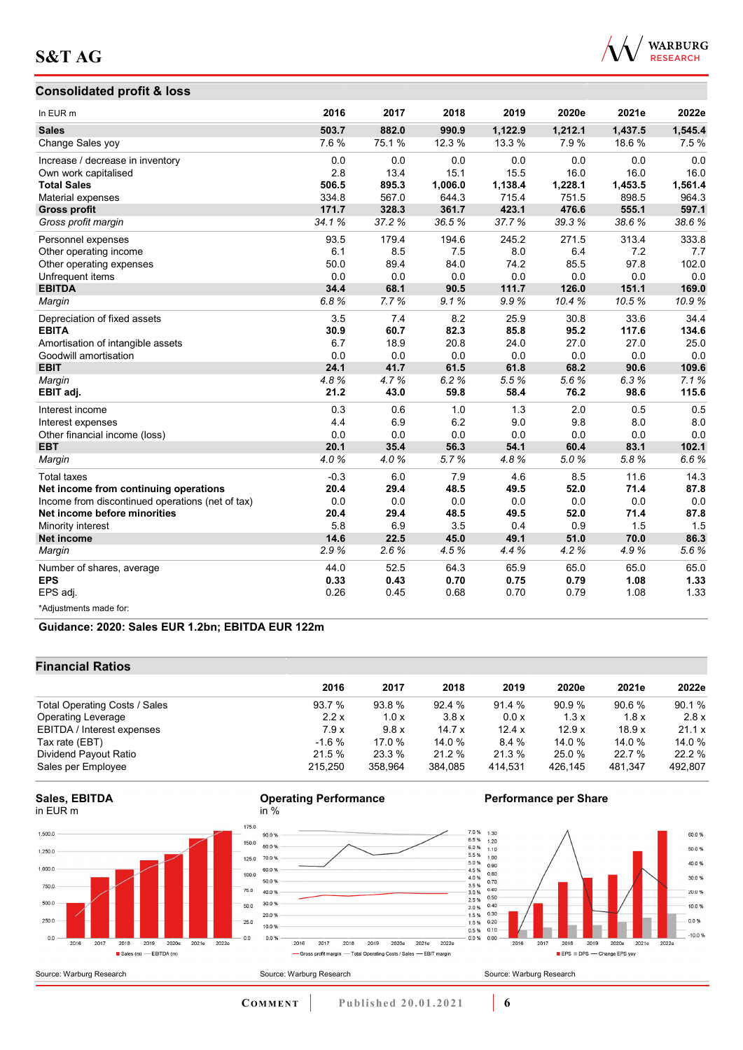## Consolidated profit & loss

| In EUR m | 2016 | 2017 | 2018 | 2019 | 2020e | 2021e | 2022e |
|---|---|---|---|---|---|---|---|
| **Sales** | **503.7** | **882.0** | **990.9** | **1,122.9** | **1,212.1** | **1,437.5** | **1,545.4** |
| Change Sales yoy | 7.6 % | 75.1 % | 12.3 % | 13.3 % | 7.9 % | 18.6 % | 7.5 % |
| Increase / decrease in inventory | 0.0 | 0.0 | 0.0 | 0.0 | 0.0 | 0.0 | 0.0 |
| Own work capitalised | 2.8 | 13.4 | 15.1 | 15.5 | 16.0 | 16.0 | 16.0 |
| **Total Sales** | **506.5** | **895.3** | **1,006.0** | **1,138.4** | **1,228.1** | **1,453.5** | **1,561.4** |
| Material expenses | 334.8 | 567.0 | 644.3 | 715.4 | 751.5 | 898.5 | 964.3 |
| **Gross profit** | **171.7** | **328.3** | **361.7** | **423.1** | **476.6** | **555.1** | **597.1** |
| *Gross profit margin* | *34.1 %* | *37.2 %* | *36.5 %* | *37.7 %* | *39.3 %* | *38.6 %* | *38.6 %* |
| Personnel expenses | 93.5 | 179.4 | 194.6 | 245.2 | 271.5 | 313.4 | 333.8 |
| Other operating income | 6.1 | 8.5 | 7.5 | 8.0 | 6.4 | 7.2 | 7.7 |
| Other operating expenses | 50.0 | 89.4 | 84.0 | 74.2 | 85.5 | 97.8 | 102.0 |
| Unfrequent items | 0.0 | 0.0 | 0.0 | 0.0 | 0.0 | 0.0 | 0.0 |
| **EBITDA** | **34.4** | **68.1** | **90.5** | **111.7** | **126.0** | **151.1** | **169.0** |
| *Margin* | *6.8 %* | *7.7 %* | *9.1 %* | *9.9 %* | *10.4 %* | *10.5 %* | *10.9 %* |
| Depreciation of fixed assets | 3.5 | 7.4 | 8.2 | 25.9 | 30.8 | 33.6 | 34.4 |
| **EBITA** | **30.9** | **60.7** | **82.3** | **85.8** | **95.2** | **117.6** | **134.6** |
| Amortisation of intangible assets | 6.7 | 18.9 | 20.8 | 24.0 | 27.0 | 27.0 | 25.0 |
| Goodwill amortisation | 0.0 | 0.0 | 0.0 | 0.0 | 0.0 | 0.0 | 0.0 |
| **EBIT** | **24.1** | **41.7** | **61.5** | **61.8** | **68.2** | **90.6** | **109.6** |
| *Margin* | *4.8 %* | *4.7 %* | *6.2 %* | *5.5 %* | *5.6 %* | *6.3 %* | *7.1 %* |
| **EBIT adj.** | **21.2** | **43.0** | **59.8** | **58.4** | **76.2** | **98.6** | **115.6** |
| Interest income | 0.3 | 0.6 | 1.0 | 1.3 | 2.0 | 0.5 | 0.5 |
| Interest expenses | 4.4 | 6.9 | 6.2 | 9.0 | 9.8 | 8.0 | 8.0 |
| Other financial income (loss) | 0.0 | 0.0 | 0.0 | 0.0 | 0.0 | 0.0 | 0.0 |
| **EBT** | **20.1** | **35.4** | **56.3** | **54.1** | **60.4** | **83.1** | **102.1** |
| *Margin* | *4.0 %* | *4.0 %* | *5.7 %* | *4.8 %* | *5.0 %* | *5.8 %* | *6.6 %* |
| Total taxes | -0.3 | 6.0 | 7.9 | 4.6 | 8.5 | 11.6 | 14.3 |
| **Net income from continuing operations** | **20.4** | **29.4** | **48.5** | **49.5** | **52.0** | **71.4** | **87.8** |
| Income from discontinued operations (net of tax) | 0.0 | 0.0 | 0.0 | 0.0 | 0.0 | 0.0 | 0.0 |
| **Net income before minorities** | **20.4** | **29.4** | **48.5** | **49.5** | **52.0** | **71.4** | **87.8** |
| Minority interest | 5.8 | 6.9 | 3.5 | 0.4 | 0.9 | 1.5 | 1.5 |
| **Net income** | **14.6** | **22.5** | **45.0** | **49.1** | **51.0** | **70.0** | **86.3** |
| *Margin* | *2.9 %* | *2.6 %* | *4.5 %* | *4.4 %* | *4.2 %* | *4.9 %* | *5.6 %* |
| Number of shares, average | 44.0 | 52.5 | 64.3 | 65.9 | 65.0 | 65.0 | 65.0 |
| **EPS** | **0.33** | **0.43** | **0.70** | **0.75** | **0.79** | **1.08** | **1.33** |
| EPS adj. | 0.26 | 0.45 | 0.68 | 0.70 | 0.79 | 1.08 | 1.33 |

*Adjustments made for:

**Guidance: 2020: Sales EUR 1.2bn; EBITDA EUR 122m**

## Financial Ratios

| | 2016 | 2017 | 2018 | 2019 | 2020e | 2021e | 2022e |
|---|---|---|---|---|---|---|---|
| Total Operating Costs / Sales | 93.7 % | 93.8 % | 92.4 % | 91.4 % | 90.9 % | 90.6 % | 90.1 % |
| Operating Leverage | 2.2 x | 1.0 x | 3.8 x | 0.0 x | 1.3 x | 1.8 x | 2.8 x |
| EBITDA / Interest expenses | 7.9 x | 9.8 x | 14.7 x | 12.4 x | 12.9 x | 18.9 x | 21.1 x |
| Tax rate (EBT) | -1.6 % | 17.0 % | 14.0 % | 8.4 % | 14.0 % | 14.0 % | 14.0 % |
| Dividend Payout Ratio | 21.5 % | 23.3 % | 21.2 % | 21.3 % | 25.0 % | 22.7 % | 22.2 % |
| Sales per Employee | 215,250 | 358,964 | 384,085 | 414,531 | 426,145 | 481,347 | 492,807 |

**Sales, EBITDA**
in EUR m

Source: Warburg Research

**Operating Performance**
in %

Source: Warburg Research

**Performance per Share**

Source: Warburg Research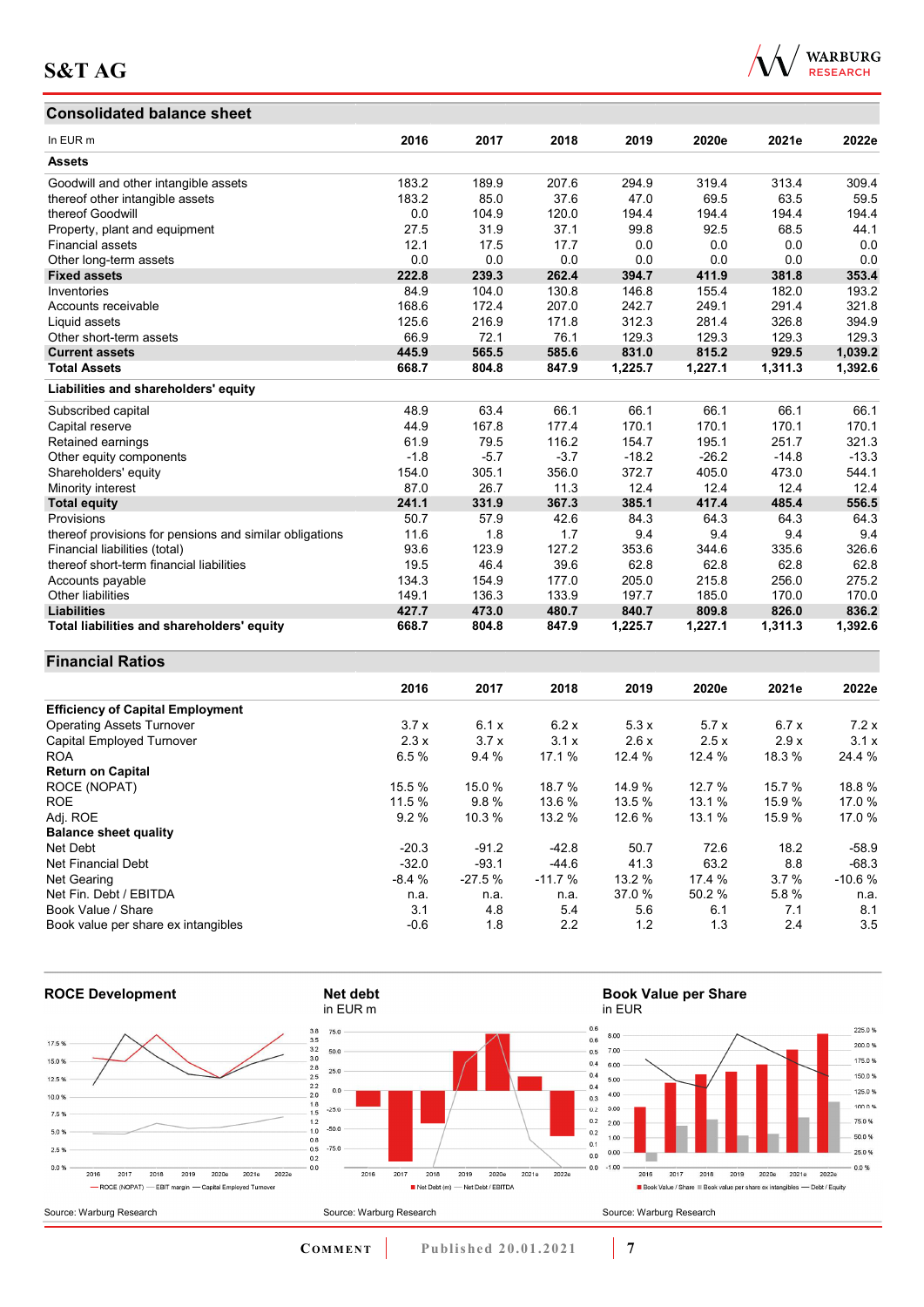## Consolidated balance sheet

| In EUR m | 2016 | 2017 | 2018 | 2019 | 2020e | 2021e | 2022e |
|---|---|---|---|---|---|---|---|
| **Assets** | | | | | | | |
| Goodwill and other intangible assets | 183.2 | 189.9 | 207.6 | 294.9 | 319.4 | 313.4 | 309.4 |
| thereof other intangible assets | 183.2 | 85.0 | 37.6 | 47.0 | 69.5 | 63.5 | 59.5 |
| thereof Goodwill | 0.0 | 104.9 | 120.0 | 194.4 | 194.4 | 194.4 | 194.4 |
| Property, plant and equipment | 27.5 | 31.9 | 37.1 | 99.8 | 92.5 | 68.5 | 44.1 |
| Financial assets | 12.1 | 17.5 | 17.7 | 0.0 | 0.0 | 0.0 | 0.0 |
| Other long-term assets | 0.0 | 0.0 | 0.0 | 0.0 | 0.0 | 0.0 | 0.0 |
| **Fixed assets** | **222.8** | **239.3** | **262.4** | **394.7** | **411.9** | **381.8** | **353.4** |
| Inventories | 84.9 | 104.0 | 130.8 | 146.8 | 155.4 | 182.0 | 193.2 |
| Accounts receivable | 168.6 | 172.4 | 207.0 | 242.7 | 249.1 | 291.4 | 321.8 |
| Liquid assets | 125.6 | 216.9 | 171.8 | 312.3 | 281.4 | 326.8 | 394.9 |
| Other short-term assets | 66.9 | 72.1 | 76.1 | 129.3 | 129.3 | 129.3 | 129.3 |
| **Current assets** | **445.9** | **565.5** | **585.6** | **831.0** | **815.2** | **929.5** | **1,039.2** |
| **Total Assets** | **668.7** | **804.8** | **847.9** | **1,225.7** | **1,227.1** | **1,311.3** | **1,392.6** |
| **Liabilities and shareholders' equity** | | | | | | | |
| Subscribed capital | 48.9 | 63.4 | 66.1 | 66.1 | 66.1 | 66.1 | 66.1 |
| Capital reserve | 44.9 | 167.8 | 177.4 | 170.1 | 170.1 | 170.1 | 170.1 |
| Retained earnings | 61.9 | 79.5 | 116.2 | 154.7 | 195.1 | 251.7 | 321.3 |
| Other equity components | -1.8 | -5.7 | -3.7 | -18.2 | -26.2 | -14.8 | -13.3 |
| Shareholders' equity | 154.0 | 305.1 | 356.0 | 372.7 | 405.0 | 473.0 | 544.1 |
| Minority interest | 87.0 | 26.7 | 11.3 | 12.4 | 12.4 | 12.4 | 12.4 |
| **Total equity** | **241.1** | **331.9** | **367.3** | **385.1** | **417.4** | **485.4** | **556.5** |
| Provisions | 50.7 | 57.9 | 42.6 | 84.3 | 64.3 | 64.3 | 64.3 |
| thereof provisions for pensions and similar obligations | 11.6 | 1.8 | 1.7 | 9.4 | 9.4 | 9.4 | 9.4 |
| Financial liabilities (total) | 93.6 | 123.9 | 127.2 | 353.6 | 344.6 | 335.6 | 326.6 |
| thereof short-term financial liabilities | 19.5 | 46.4 | 39.6 | 62.8 | 62.8 | 62.8 | 62.8 |
| Accounts payable | 134.3 | 154.9 | 177.0 | 205.0 | 215.8 | 256.0 | 275.2 |
| Other liabilities | 149.1 | 136.3 | 133.9 | 197.7 | 185.0 | 170.0 | 170.0 |
| **Liabilities** | **427.7** | **473.0** | **480.7** | **840.7** | **809.8** | **826.0** | **836.2** |
| **Total liabilities and shareholders' equity** | **668.7** | **804.8** | **847.9** | **1,225.7** | **1,227.1** | **1,311.3** | **1,392.6** |

## Financial Ratios

| | 2016 | 2017 | 2018 | 2019 | 2020e | 2021e | 2022e |
|---|---|---|---|---|---|---|---|
| **Efficiency of Capital Employment** | | | | | | | |
| Operating Assets Turnover | 3.7 x | 6.1 x | 6.2 x | 5.3 x | 5.7 x | 6.7 x | 7.2 x |
| Capital Employed Turnover | 2.3 x | 3.7 x | 3.1 x | 2.6 x | 2.5 x | 2.9 x | 3.1 x |
| ROA | 6.5 % | 9.4 % | 17.1 % | 12.4 % | 12.4 % | 18.3 % | 24.4 % |
| **Return on Capital** | | | | | | | |
| ROCE (NOPAT) | 15.5 % | 15.0 % | 18.7 % | 14.9 % | 12.7 % | 15.7 % | 18.8 % |
| ROE | 11.5 % | 9.8 % | 13.6 % | 13.5 % | 13.1 % | 15.9 % | 17.0 % |
| Adj. ROE | 9.2 % | 10.3 % | 13.2 % | 12.6 % | 13.1 % | 15.9 % | 17.0 % |
| **Balance sheet quality** | | | | | | | |
| Net Debt | -20.3 | -91.2 | -42.8 | 50.7 | 72.6 | 18.2 | -58.9 |
| Net Financial Debt | -32.0 | -93.1 | -44.6 | 41.3 | 63.2 | 8.8 | -68.3 |
| Net Gearing | -8.4 % | -27.5 % | -11.7 % | 13.2 % | 17.4 % | 3.7 % | -10.6 % |
| Net Fin. Debt / EBITDA | n.a. | n.a. | n.a. | 37.0 % | 50.2 % | 5.8 % | n.a. |
| Book Value / Share | 3.1 | 4.8 | 5.4 | 5.6 | 6.1 | 7.1 | 8.1 |
| Book value per share ex intangibles | -0.6 | 1.8 | 2.2 | 1.2 | 1.3 | 2.4 | 3.5 |

**ROCE Development**

Source: Warburg Research

**Net debt**
in EUR m

Source: Warburg Research

**Book Value per Share**
in EUR

Source: Warburg Research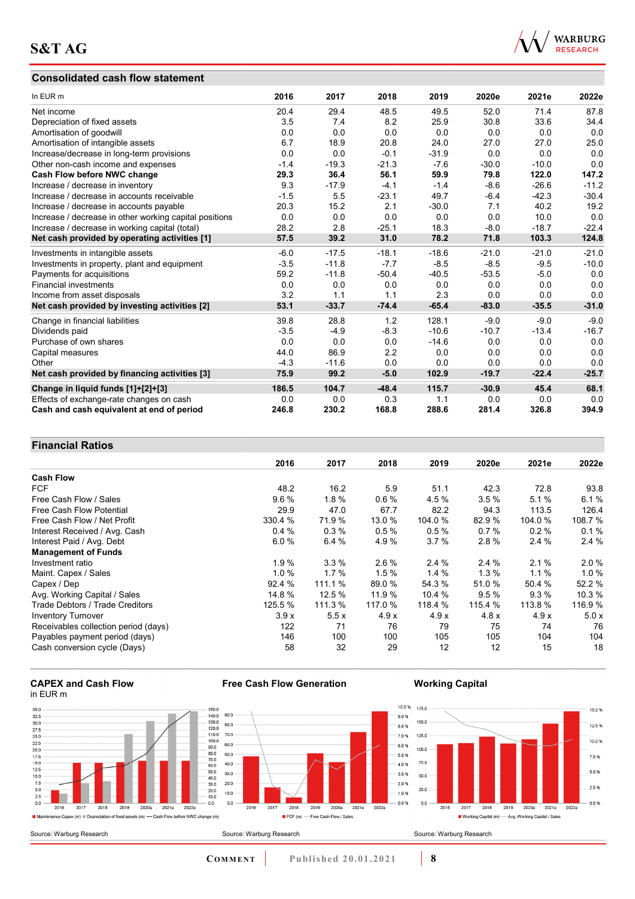## Consolidated cash flow statement

| In EUR m | 2016 | 2017 | 2018 | 2019 | 2020e | 2021e | 2022e |
|---|---|---|---|---|---|---|---|
| Net income | 20.4 | 29.4 | 48.5 | 49.5 | 52.0 | 71.4 | 87.8 |
| Depreciation of fixed assets | 3.5 | 7.4 | 8.2 | 25.9 | 30.8 | 33.6 | 34.4 |
| Amortisation of goodwill | 0.0 | 0.0 | 0.0 | 0.0 | 0.0 | 0.0 | 0.0 |
| Amortisation of intangible assets | 6.7 | 18.9 | 20.8 | 24.0 | 27.0 | 27.0 | 25.0 |
| Increase/decrease in long-term provisions | 0.0 | 0.0 | -0.1 | -31.9 | 0.0 | 0.0 | 0.0 |
| Other non-cash income and expenses | -1.4 | -19.3 | -21.3 | -7.6 | -30.0 | -10.0 | 0.0 |
| **Cash Flow before NWC change** | **29.3** | **36.4** | **56.1** | **59.9** | **79.8** | **122.0** | **147.2** |
| Increase / decrease in inventory | 9.3 | -17.9 | -4.1 | -1.4 | -8.6 | -26.6 | -11.2 |
| Increase / decrease in accounts receivable | -1.5 | 5.5 | -23.1 | 49.7 | -6.4 | -42.3 | -30.4 |
| Increase / decrease in accounts payable | 20.3 | 15.2 | 2.1 | -30.0 | 7.1 | 40.2 | 19.2 |
| Increase / decrease in other working capital positions | 0.0 | 0.0 | 0.0 | 0.0 | 0.0 | 10.0 | 0.0 |
| Increase / decrease in working capital (total) | 28.2 | 2.8 | -25.1 | 18.3 | -8.0 | -18.7 | -22.4 |
| **Net cash provided by operating activities [1]** | **57.5** | **39.2** | **31.0** | **78.2** | **71.8** | **103.3** | **124.8** |
| Investments in intangible assets | -6.0 | -17.5 | -18.1 | -18.6 | -21.0 | -21.0 | -21.0 |
| Investments in property, plant and equipment | -3.5 | -11.8 | -7.7 | -8.5 | -8.5 | -9.5 | -10.0 |
| Payments for acquisitions | 59.2 | -11.8 | -50.4 | -40.5 | -53.5 | -5.0 | 0.0 |
| Financial investments | 0.0 | 0.0 | 0.0 | 0.0 | 0.0 | 0.0 | 0.0 |
| Income from asset disposals | 3.2 | 1.1 | 1.1 | 2.3 | 0.0 | 0.0 | 0.0 |
| **Net cash provided by investing activities [2]** | **53.1** | **-33.7** | **-74.4** | **-65.4** | **-83.0** | **-35.5** | **-31.0** |
| Change in financial liabilities | 39.8 | 28.8 | 1.2 | 128.1 | -9.0 | -9.0 | -9.0 |
| Dividends paid | -3.5 | -4.9 | -8.3 | -10.6 | -10.7 | -13.4 | -16.7 |
| Purchase of own shares | 0.0 | 0.0 | 0.0 | -14.6 | 0.0 | 0.0 | 0.0 |
| Capital measures | 44.0 | 86.9 | 2.2 | 0.0 | 0.0 | 0.0 | 0.0 |
| Other | -4.3 | -11.6 | 0.0 | 0.0 | 0.0 | 0.0 | 0.0 |
| **Net cash provided by financing activities [3]** | **75.9** | **99.2** | **-5.0** | **102.9** | **-19.7** | **-22.4** | **-25.7** |
| **Change in liquid funds [1]+[2]+[3]** | **186.5** | **104.7** | **-48.4** | **115.7** | **-30.9** | **45.4** | **68.1** |
| Effects of exchange-rate changes on cash | 0.0 | 0.0 | 0.3 | 1.1 | 0.0 | 0.0 | 0.0 |
| **Cash and cash equivalent at end of period** | **246.8** | **230.2** | **168.8** | **288.6** | **281.4** | **326.8** | **394.9** |

## Financial Ratios

| | 2016 | 2017 | 2018 | 2019 | 2020e | 2021e | 2022e |
|---|---|---|---|---|---|---|---|
| **Cash Flow** | | | | | | | |
| FCF | 48.2 | 16.2 | 5.9 | 51.1 | 42.3 | 72.8 | 93.8 |
| Free Cash Flow / Sales | 9.6 % | 1.8 % | 0.6 % | 4.5 % | 3.5 % | 5.1 % | 6.1 % |
| Free Cash Flow Potential | 29.9 | 47.0 | 67.7 | 82.2 | 94.3 | 113.5 | 126.4 |
| Free Cash Flow / Net Profit | 330.4 % | 71.9 % | 13.0 % | 104.0 % | 82.9 % | 104.0 % | 108.7 % |
| Interest Received / Avg. Cash | 0.4 % | 0.3 % | 0.5 % | 0.5 % | 0.7 % | 0.2 % | 0.1 % |
| Interest Paid / Avg. Debt | 6.0 % | 6.4 % | 4.9 % | 3.7 % | 2.8 % | 2.4 % | 2.4 % |
| **Management of Funds** | | | | | | | |
| Investment ratio | 1.9 % | 3.3 % | 2.6 % | 2.4 % | 2.4 % | 2.1 % | 2.0 % |
| Maint. Capex / Sales | 1.0 % | 1.7 % | 1.5 % | 1.4 % | 1.3 % | 1.1 % | 1.0 % |
| Capex / Dep | 92.4 % | 111.1 % | 89.0 % | 54.3 % | 51.0 % | 50.4 % | 52.2 % |
| Avg. Working Capital / Sales | 14.8 % | 12.5 % | 11.9 % | 10.4 % | 9.5 % | 9.3 % | 10.3 % |
| Trade Debtors / Trade Creditors | 125.5 % | 111.3 % | 117.0 % | 118.4 % | 115.4 % | 113.8 % | 116.9 % |
| Inventory Turnover | 3.9 x | 5.5 x | 4.9 x | 4.9 x | 4.8 x | 4.9 x | 5.0 x |
| Receivables collection period (days) | 122 | 71 | 76 | 79 | 75 | 74 | 76 |
| Payables payment period (days) | 146 | 100 | 100 | 105 | 105 | 104 | 104 |
| Cash conversion cycle (Days) | 58 | 32 | 29 | 12 | 12 | 15 | 18 |

**CAPEX and Cash Flow**
in EUR m

Source: Warburg Research

**Free Cash Flow Generation**

Source: Warburg Research

**Working Capital**

Source: Warburg Research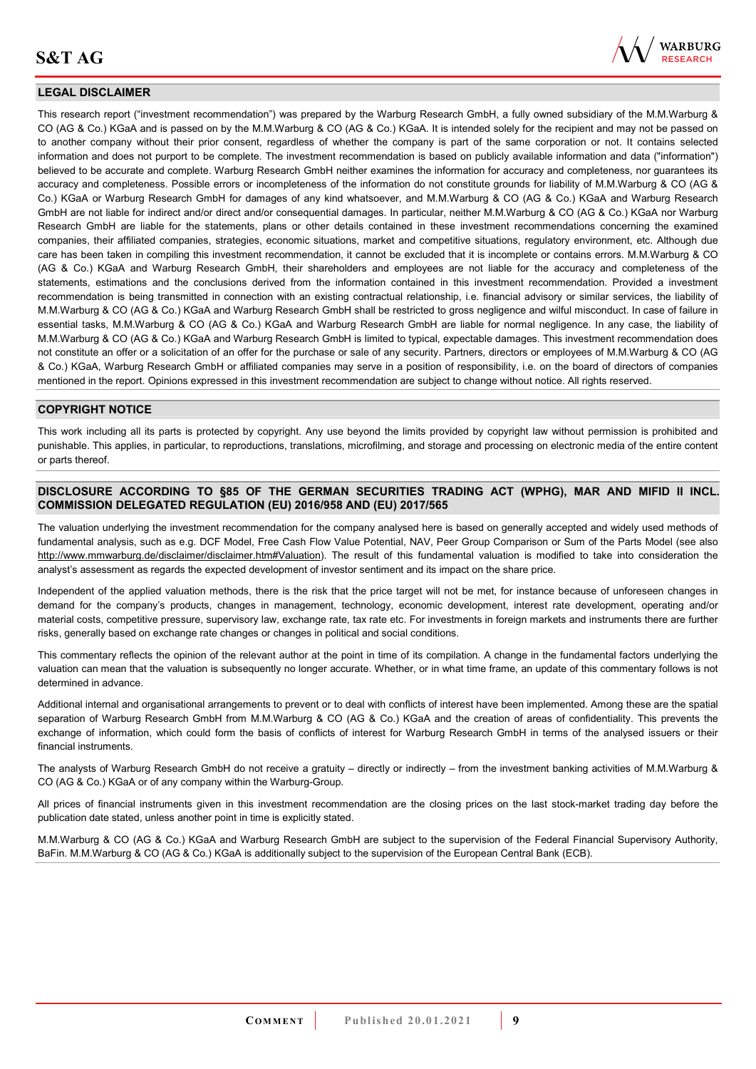## LEGAL DISCLAIMER

This research report ("investment recommendation") was prepared by the Warburg Research GmbH, a fully owned subsidiary of the M.M.Warburg & CO (AG & Co.) KGaA and is passed on by the M.M.Warburg & CO (AG & Co.) KGaA. It is intended solely for the recipient and may not be passed on to another company without their prior consent, regardless of whether the company is part of the same corporation or not. It contains selected information and does not purport to be complete. The investment recommendation is based on publicly available information and data ("information") believed to be accurate and complete. Warburg Research GmbH neither examines the information for accuracy and completeness, nor guarantees its accuracy and completeness. Possible errors or incompleteness of the information do not constitute grounds for liability of M.M.Warburg & CO (AG & Co.) KGaA or Warburg Research GmbH for damages of any kind whatsoever, and M.M.Warburg & CO (AG & Co.) KGaA and Warburg Research GmbH are not liable for indirect and/or direct and/or consequential damages. In particular, neither M.M.Warburg & CO (AG & Co.) KGaA nor Warburg Research GmbH are liable for the statements, plans or other details contained in these investment recommendations concerning the examined companies, their affiliated companies, strategies, economic situations, market and competitive situations, regulatory environment, etc. Although due care has been taken in compiling this investment recommendation, it cannot be excluded that it is incomplete or contains errors. M.M.Warburg & CO (AG & Co.) KGaA and Warburg Research GmbH, their shareholders and employees are not liable for the accuracy and completeness of the statements, estimations and the conclusions derived from the information contained in this investment recommendation. Provided a investment recommendation is being transmitted in connection with an existing contractual relationship, i.e. financial advisory or similar services, the liability of M.M.Warburg & CO (AG & Co.) KGaA and Warburg Research GmbH shall be restricted to gross negligence and wilful misconduct. In case of failure in essential tasks, M.M.Warburg & CO (AG & Co.) KGaA and Warburg Research GmbH are liable for normal negligence. In any case, the liability of M.M.Warburg & CO (AG & Co.) KGaA and Warburg Research GmbH is limited to typical, expectable damages. This investment recommendation does not constitute an offer or a solicitation of an offer for the purchase or sale of any security. Partners, directors or employees of M.M.Warburg & CO (AG & Co.) KGaA, Warburg Research GmbH or affiliated companies may serve in a position of responsibility, i.e. on the board of directors of companies mentioned in the report. Opinions expressed in this investment recommendation are subject to change without notice. All rights reserved.

## COPYRIGHT NOTICE

This work including all its parts is protected by copyright. Any use beyond the limits provided by copyright law without permission is prohibited and punishable. This applies, in particular, to reproductions, translations, microfilming, and storage and processing on electronic media of the entire content or parts thereof.

## DISCLOSURE ACCORDING TO §85 OF THE GERMAN SECURITIES TRADING ACT (WPHG), MAR AND MIFID II INCL. COMMISSION DELEGATED REGULATION (EU) 2016/958 AND (EU) 2017/565

The valuation underlying the investment recommendation for the company analysed here is based on generally accepted and widely used methods of fundamental analysis, such as e.g. DCF Model, Free Cash Flow Value Potential, NAV, Peer Group Comparison or Sum of the Parts Model (see also http://www.mmwarburg.de/disclaimer/disclaimer.htm#Valuation). The result of this fundamental valuation is modified to take into consideration the analyst's assessment as regards the expected development of investor sentiment and its impact on the share price.

Independent of the applied valuation methods, there is the risk that the price target will not be met, for instance because of unforeseen changes in demand for the company's products, changes in management, technology, economic development, interest rate development, operating and/or material costs, competitive pressure, supervisory law, exchange rate, tax rate etc. For investments in foreign markets and instruments there are further risks, generally based on exchange rate changes or changes in political and social conditions.

This commentary reflects the opinion of the relevant author at the point in time of its compilation. A change in the fundamental factors underlying the valuation can mean that the valuation is subsequently no longer accurate. Whether, or in what time frame, an update of this commentary follows is not determined in advance.

Additional internal and organisational arrangements to prevent or to deal with conflicts of interest have been implemented. Among these are the spatial separation of Warburg Research GmbH from M.M.Warburg & CO (AG & Co.) KGaA and the creation of areas of confidentiality. This prevents the exchange of information, which could form the basis of conflicts of interest for Warburg Research GmbH in terms of the analysed issuers or their financial instruments.

The analysts of Warburg Research GmbH do not receive a gratuity – directly or indirectly – from the investment banking activities of M.M.Warburg & CO (AG & Co.) KGaA or of any company within the Warburg-Group.

All prices of financial instruments given in this investment recommendation are the closing prices on the last stock-market trading day before the publication date stated, unless another point in time is explicitly stated.

M.M.Warburg & CO (AG & Co.) KGaA and Warburg Research GmbH are subject to the supervision of the Federal Financial Supervisory Authority, BaFin. M.M.Warburg & CO (AG & Co.) KGaA is additionally subject to the supervision of the European Central Bank (ECB).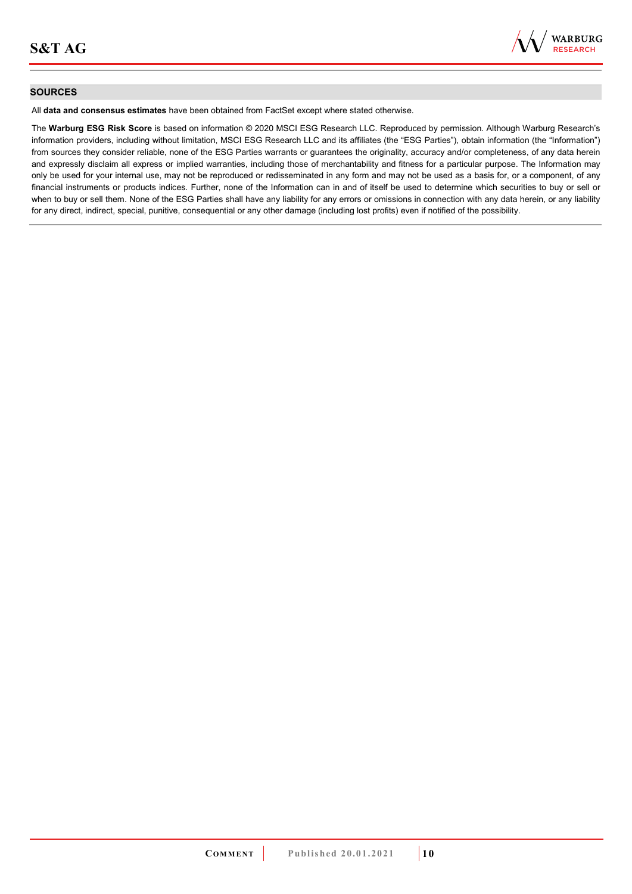## SOURCES

All **data and consensus estimates** have been obtained from FactSet except where stated otherwise.

The **Warburg ESG Risk Score** is based on information © 2020 MSCI ESG Research LLC. Reproduced by permission. Although Warburg Research's information providers, including without limitation, MSCI ESG Research LLC and its affiliates (the "ESG Parties"), obtain information (the "Information") from sources they consider reliable, none of the ESG Parties warrants or guarantees the originality, accuracy and/or completeness, of any data herein and expressly disclaim all express or implied warranties, including those of merchantability and fitness for a particular purpose. The Information may only be used for your internal use, may not be reproduced or redisseminated in any form and may not be used as a basis for, or a component, of any financial instruments or products indices. Further, none of the Information can in and of itself be used to determine which securities to buy or sell or when to buy or sell them. None of the ESG Parties shall have any liability for any errors or omissions in connection with any data herein, or any liability for any direct, indirect, special, punitive, consequential or any other damage (including lost profits) even if notified of the possibility.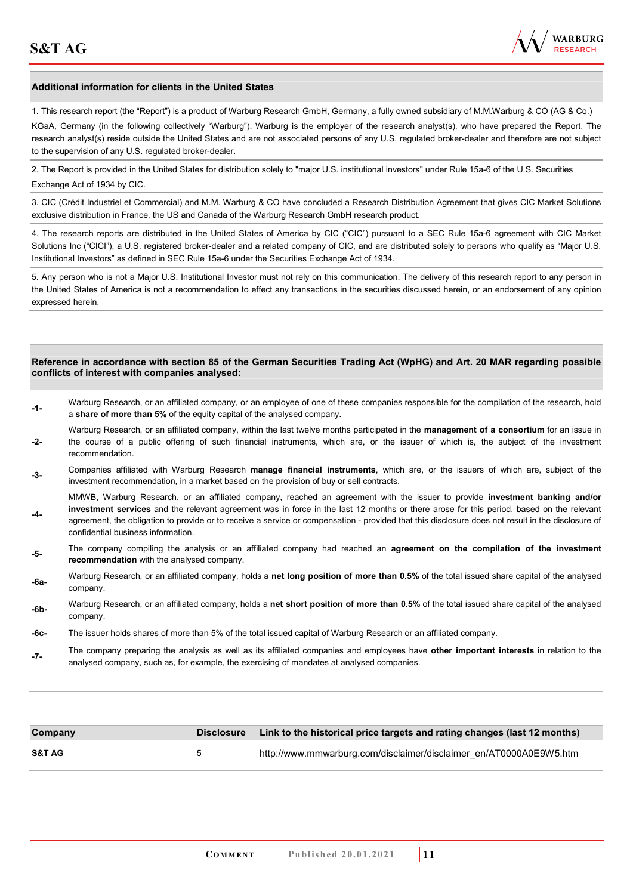## Additional information for clients in the United States

1. This research report (the "Report") is a product of Warburg Research GmbH, Germany, a fully owned subsidiary of M.M.Warburg & CO (AG & Co.) KGaA, Germany (in the following collectively "Warburg"). Warburg is the employer of the research analyst(s), who have prepared the Report. The research analyst(s) reside outside the United States and are not associated persons of any U.S. regulated broker-dealer and therefore are not subject to the supervision of any U.S. regulated broker-dealer.

2. The Report is provided in the United States for distribution solely to "major U.S. institutional investors" under Rule 15a-6 of the U.S. Securities Exchange Act of 1934 by CIC.

3. CIC (Crédit Industriel et Commercial) and M.M. Warburg & CO have concluded a Research Distribution Agreement that gives CIC Market Solutions exclusive distribution in France, the US and Canada of the Warburg Research GmbH research product.

4. The research reports are distributed in the United States of America by CIC ("CIC") pursuant to a SEC Rule 15a-6 agreement with CIC Market Solutions Inc ("CICI"), a U.S. registered broker-dealer and a related company of CIC, and are distributed solely to persons who qualify as "Major U.S. Institutional Investors" as defined in SEC Rule 15a-6 under the Securities Exchange Act of 1934.

5. Any person who is not a Major U.S. Institutional Investor must not rely on this communication. The delivery of this research report to any person in the United States of America is not a recommendation to effect any transactions in the securities discussed herein, or an endorsement of any opinion expressed herein.

## Reference in accordance with section 85 of the German Securities Trading Act (WpHG) and Art. 20 MAR regarding possible conflicts of interest with companies analysed:

**-1-** Warburg Research, or an affiliated company, or an employee of one of these companies responsible for the compilation of the research, hold a **share of more than 5%** of the equity capital of the analysed company.

**-2-** Warburg Research, or an affiliated company, within the last twelve months participated in the **management of a consortium** for an issue in the course of a public offering of such financial instruments, which are, or the issuer of which is, the subject of the investment recommendation.

**-3-** Companies affiliated with Warburg Research **manage financial instruments**, which are, or the issuers of which are, subject of the investment recommendation, in a market based on the provision of buy or sell contracts.

**-4-** MMWB, Warburg Research, or an affiliated company, reached an agreement with the issuer to provide **investment banking and/or investment services** and the relevant agreement was in force in the last 12 months or there arose for this period, based on the relevant agreement, the obligation to provide or to receive a service or compensation - provided that this disclosure does not result in the disclosure of confidential business information.

**-5-** The company compiling the analysis or an affiliated company had reached an **agreement on the compilation of the investment recommendation** with the analysed company.

**-6a-** Warburg Research, or an affiliated company, holds a **net long position of more than 0.5%** of the total issued share capital of the analysed company.

**-6b-** Warburg Research, or an affiliated company, holds a **net short position of more than 0.5%** of the total issued share capital of the analysed company.

**-6c-** The issuer holds shares of more than 5% of the total issued capital of Warburg Research or an affiliated company.

**-7-** The company preparing the analysis as well as its affiliated companies and employees have **other important interests** in relation to the analysed company, such as, for example, the exercising of mandates at analysed companies.

| Company | Disclosure | Link to the historical price targets and rating changes (last 12 months) |
|---|---|---|
| **S&T AG** | 5 | http://www.mmwarburg.com/disclaimer/disclaimer_en/AT0000A0E9W5.htm |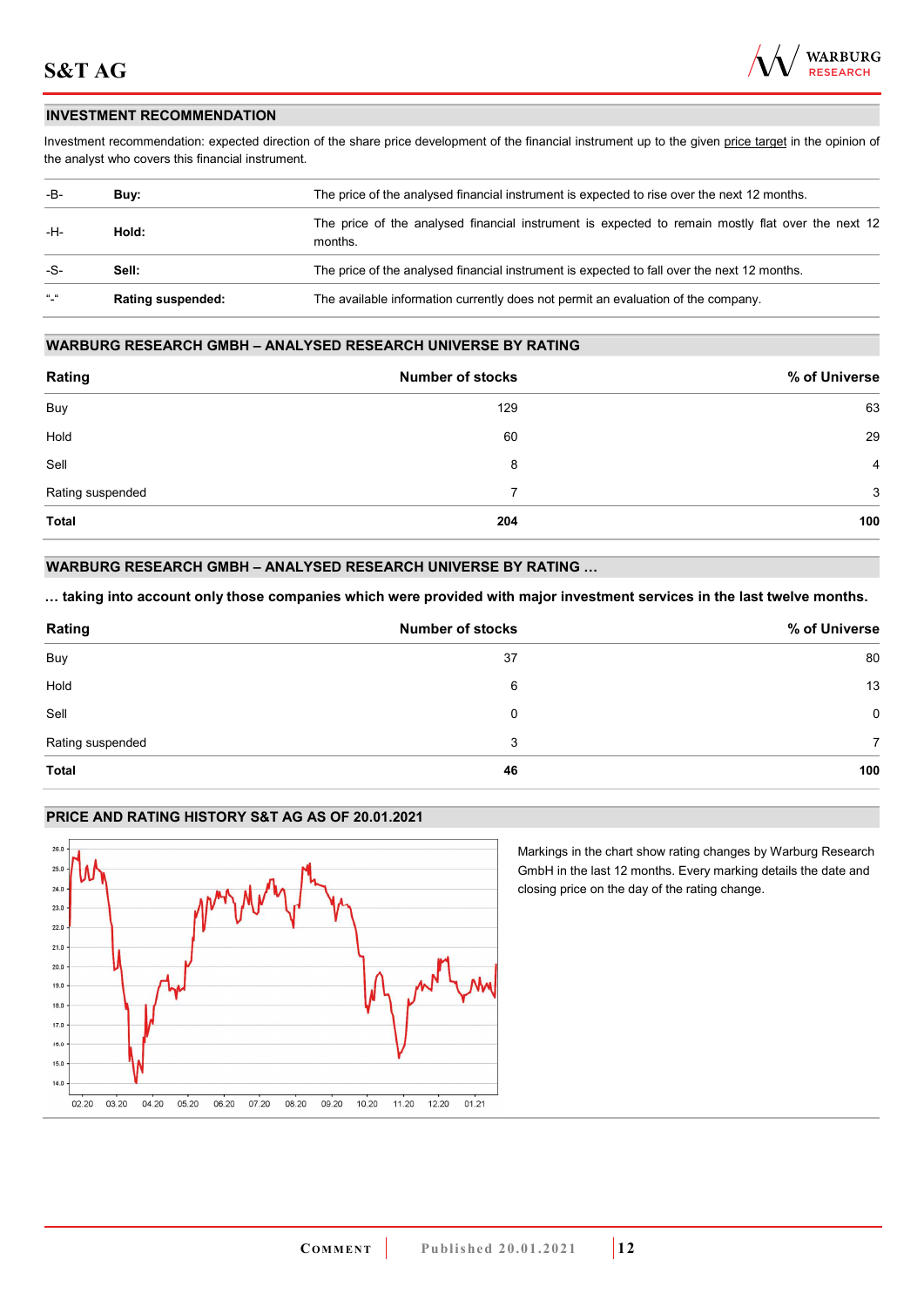## INVESTMENT RECOMMENDATION

Investment recommendation: expected direction of the share price development of the financial instrument up to the given price target in the opinion of the analyst who covers this financial instrument.

| | | |
|---|---|---|
| -B- | **Buy:** | The price of the analysed financial instrument is expected to rise over the next 12 months. |
| -H- | **Hold:** | The price of the analysed financial instrument is expected to remain mostly flat over the next 12 months. |
| -S- | **Sell:** | The price of the analysed financial instrument is expected to fall over the next 12 months. |
| "-" | **Rating suspended:** | The available information currently does not permit an evaluation of the company. |

## WARBURG RESEARCH GMBH – ANALYSED RESEARCH UNIVERSE BY RATING

| Rating | Number of stocks | % of Universe |
|---|---|---|
| Buy | 129 | 63 |
| Hold | 60 | 29 |
| Sell | 8 | 4 |
| Rating suspended | 7 | 3 |
| **Total** | **204** | **100** |

## WARBURG RESEARCH GMBH – ANALYSED RESEARCH UNIVERSE BY RATING …

**… taking into account only those companies which were provided with major investment services in the last twelve months.**

| Rating | Number of stocks | % of Universe |
|---|---|---|
| Buy | 37 | 80 |
| Hold | 6 | 13 |
| Sell | 0 | 0 |
| Rating suspended | 3 | 7 |
| **Total** | **46** | **100** |

## PRICE AND RATING HISTORY S&T AG AS OF 20.01.2021

Markings in the chart show rating changes by Warburg Research GmbH in the last 12 months. Every marking details the date and closing price on the day of the rating change.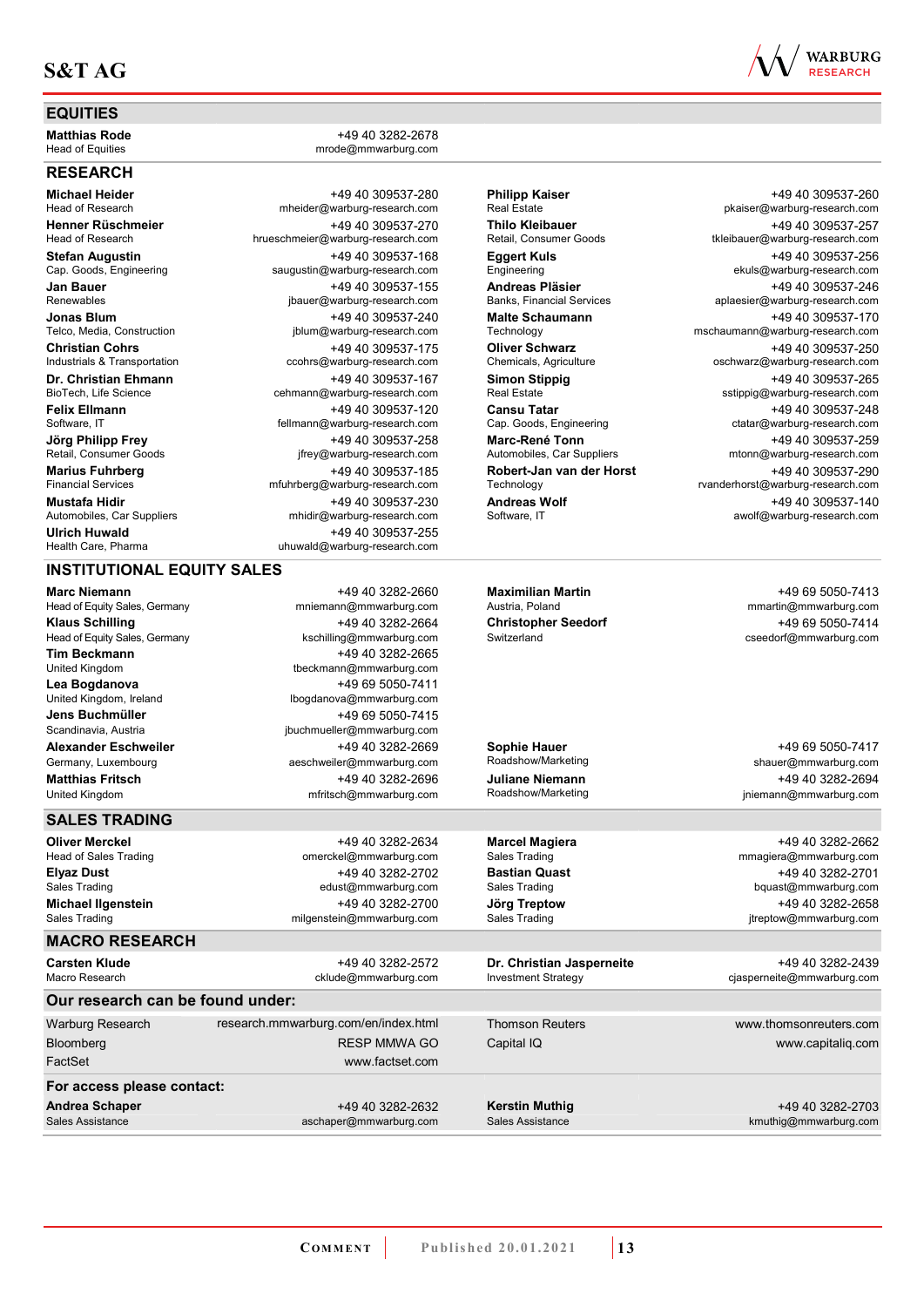## EQUITIES

**Matthias Rode** +49 40 3282-2678
Head of Equities mrode@mmwarburg.com

## RESEARCH

**Michael Heider** +49 40 309537-280
Head of Research mheider@warburg-research.com

**Henner Rüschmeier** +49 40 309537-270
Head of Research hrueschmeier@warburg-research.com

**Stefan Augustin** +49 40 309537-168
Cap. Goods, Engineering saugustin@warburg-research.com

**Jan Bauer** +49 40 309537-155
Renewables jbauer@warburg-research.com

**Jonas Blum** +49 40 309537-240
Telco, Media, Construction jblum@warburg-research.com

**Christian Cohrs** +49 40 309537-175
Industrials & Transportation ccohrs@warburg-research.com

**Dr. Christian Ehmann** +49 40 309537-167
BioTech, Life Science cehmann@warburg-research.com

**Felix Ellmann** +49 40 309537-120
Software, IT fellmann@warburg-research.com

**Jörg Philipp Frey** +49 40 309537-258
Retail, Consumer Goods jfrey@warburg-research.com

**Marius Fuhrberg** +49 40 309537-185
Financial Services mfuhrberg@warburg-research.com

**Mustafa Hidir** +49 40 309537-230
Automobiles, Car Suppliers mhidir@warburg-research.com

**Ulrich Huwald** +49 40 309537-255
Health Care, Pharma uhuwald@warburg-research.com

**Philipp Kaiser** +49 40 309537-260
Real Estate pkaiser@warburg-research.com

**Thilo Kleibauer** +49 40 309537-257
Retail, Consumer Goods tkleibauer@warburg-research.com

**Eggert Kuls** +49 40 309537-256
Engineering ekuls@warburg-research.com

**Andreas Pläsier** +49 40 309537-246
Banks, Financial Services aplaesier@warburg-research.com

**Malte Schaumann** +49 40 309537-170
Technology mschaumann@warburg-research.com

**Oliver Schwarz** +49 40 309537-250
Chemicals, Agriculture oschwarz@warburg-research.com

**Simon Stippig** +49 40 309537-265
Real Estate sstippig@warburg-research.com

**Cansu Tatar** +49 40 309537-248
Cap. Goods, Engineering ctatar@warburg-research.com

**Marc-René Tonn** +49 40 309537-259
Automobiles, Car Suppliers mtonn@warburg-research.com

**Robert-Jan van der Horst** +49 40 309537-290
Technology rvanderhorst@warburg-research.com

**Andreas Wolf** +49 40 309537-140
Software, IT awolf@warburg-research.com

## INSTITUTIONAL EQUITY SALES

**Marc Niemann** +49 40 3282-2660
Head of Equity Sales, Germany mniemann@mmwarburg.com

**Klaus Schilling** +49 40 3282-2664
Head of Equity Sales, Germany kschilling@mmwarburg.com

**Tim Beckmann** +49 40 3282-2665
United Kingdom tbeckmann@mmwarburg.com

**Lea Bogdanova** +49 69 5050-7411
United Kingdom, Ireland lbogdanova@mmwarburg.com

**Jens Buchmüller** +49 69 5050-7415
Scandinavia, Austria jbuchmueller@mmwarburg.com

**Alexander Eschweiler** +49 40 3282-2669
Germany, Luxembourg aeschweiler@mmwarburg.com

**Matthias Fritsch** +49 40 3282-2696
United Kingdom mfritsch@mmwarburg.com

**Maximilian Martin** +49 69 5050-7413
Austria, Poland mmartin@mmwarburg.com

**Christopher Seedorf** +49 69 5050-7414
Switzerland cseedorf@mmwarburg.com

**Sophie Hauer** +49 69 5050-7417
Roadshow/Marketing shauer@mmwarburg.com

**Juliane Niemann** +49 40 3282-2694
Roadshow/Marketing jniemann@mmwarburg.com

## SALES TRADING

**Oliver Merckel** +49 40 3282-2634
Head of Sales Trading omerckel@mmwarburg.com

**Elyaz Dust** +49 40 3282-2702
Sales Trading edust@mmwarburg.com

**Michael Ilgenstein** +49 40 3282-2700
Sales Trading milgenstein@mmwarburg.com

**Marcel Magiera** +49 40 3282-2662
Sales Trading mmagiera@mmwarburg.com

**Bastian Quast** +49 40 3282-2701
Sales Trading bquast@mmwarburg.com

**Jörg Treptow** +49 40 3282-2658
Sales Trading jtreptow@mmwarburg.com

## MACRO RESEARCH

**Carsten Klude** +49 40 3282-2572
Macro Research cklude@mmwarburg.com

**Dr. Christian Jasperneite** +49 40 3282-2439
Investment Strategy cjasperneite@mmwarburg.com

## Our research can be found under:

| | |
|---|---|
| Warburg Research | research.mmwarburg.com/en/index.html |
| Bloomberg | RESP MMWA GO |
| FactSet | www.factset.com |
| Thomson Reuters | www.thomsonreuters.com |
| Capital IQ | www.capitaliq.com |

## For access please contact:

**Andrea Schaper** +49 40 3282-2632
Sales Assistance aschaper@mmwarburg.com

**Kerstin Muthig** +49 40 3282-2703
Sales Assistance kmuthig@mmwarburg.com